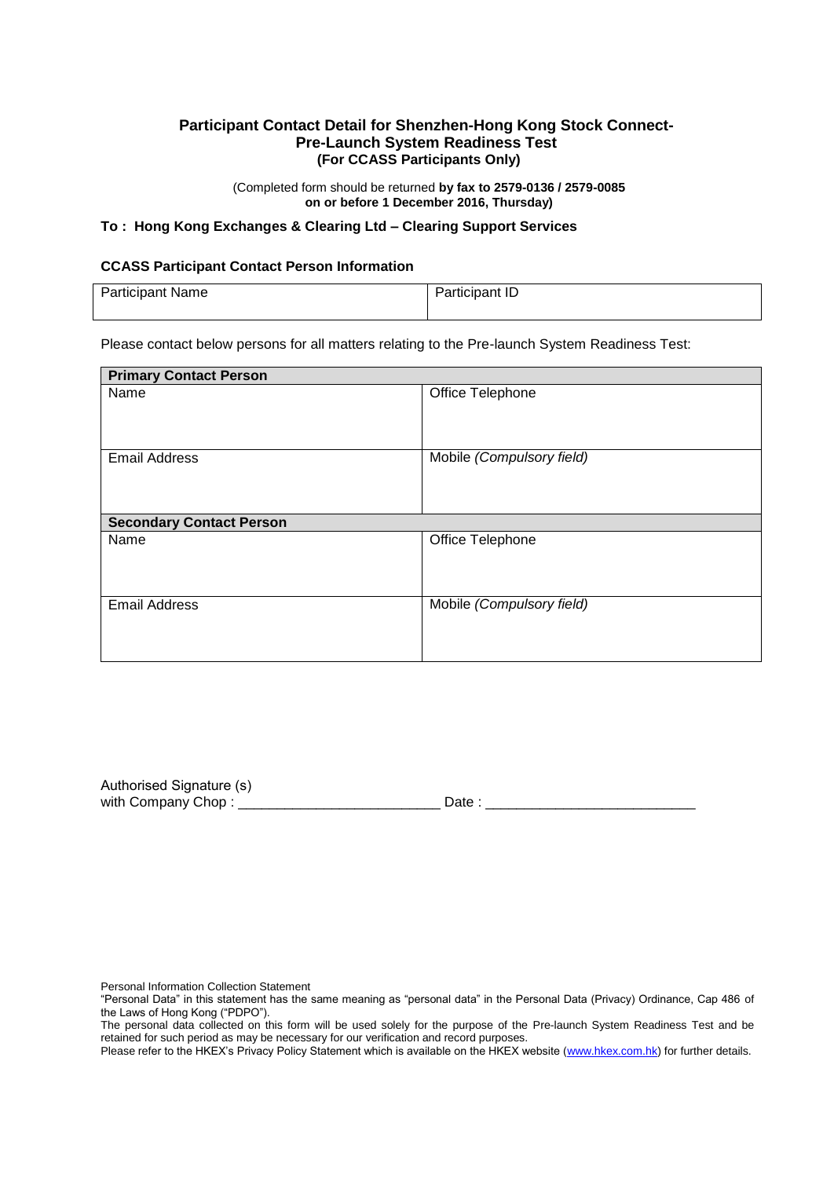# Participant Contact Detail for Shenzhen-Hong Kong Stock Connect-Pre-Launch System Readiness Test
**(For CCASS Participants Only)**

(Completed form should be returned **by fax to 2579-0136 / 2579-0085 on or before 1 December 2016, Thursday)**

**To : Hong Kong Exchanges & Clearing Ltd – Clearing Support Services**

**CCASS Participant Contact Person Information**

| Participant Name | Participant ID |
|---|---|
| | |

Please contact below persons for all matters relating to the Pre-launch System Readiness Test:

| **Primary Contact Person** | |
|---|---|
| Name | Office Telephone |
| Email Address | Mobile *(Compulsory field)* |
| **Secondary Contact Person** | |
| Name | Office Telephone |
| Email Address | Mobile *(Compulsory field)* |

Authorised Signature (s)
with Company Chop : ___________________________ Date : ____________________________

Personal Information Collection Statement

"Personal Data" in this statement has the same meaning as "personal data" in the Personal Data (Privacy) Ordinance, Cap 486 of the Laws of Hong Kong ("PDPO").

The personal data collected on this form will be used solely for the purpose of the Pre-launch System Readiness Test and be retained for such period as may be necessary for our verification and record purposes.

Please refer to the HKEX's Privacy Policy Statement which is available on the HKEX website (www.hkex.com.hk) for further details.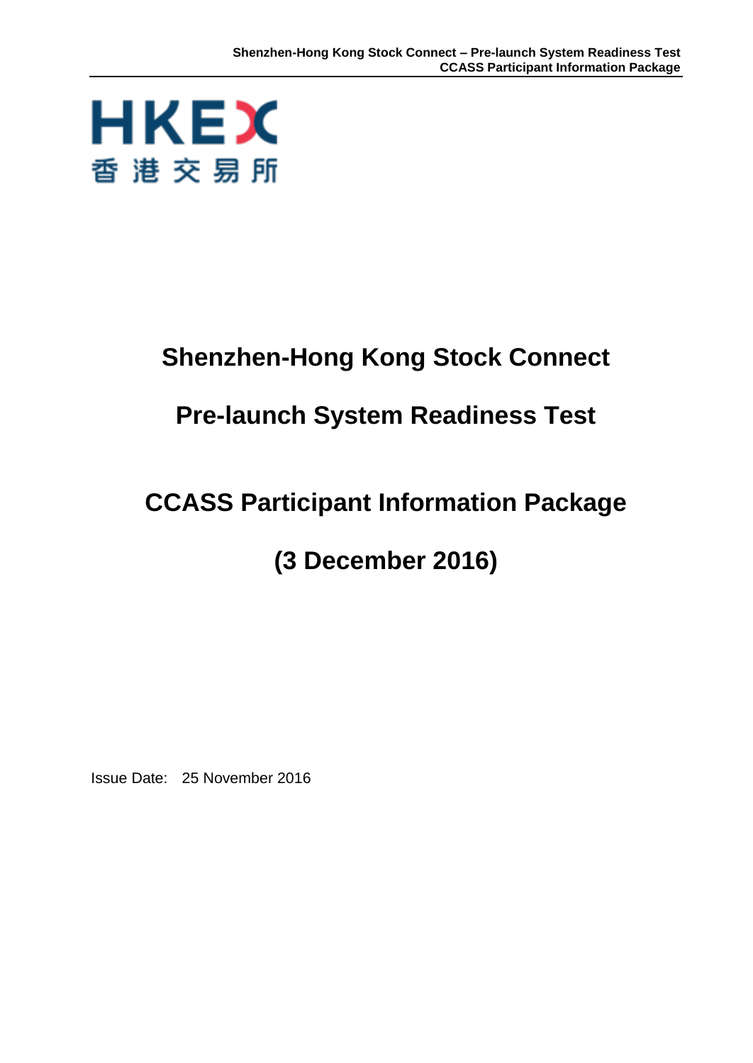# Shenzhen-Hong Kong Stock Connect

# Pre-launch System Readiness Test

# CCASS Participant Information Package

# (3 December 2016)

Issue Date: 25 November 2016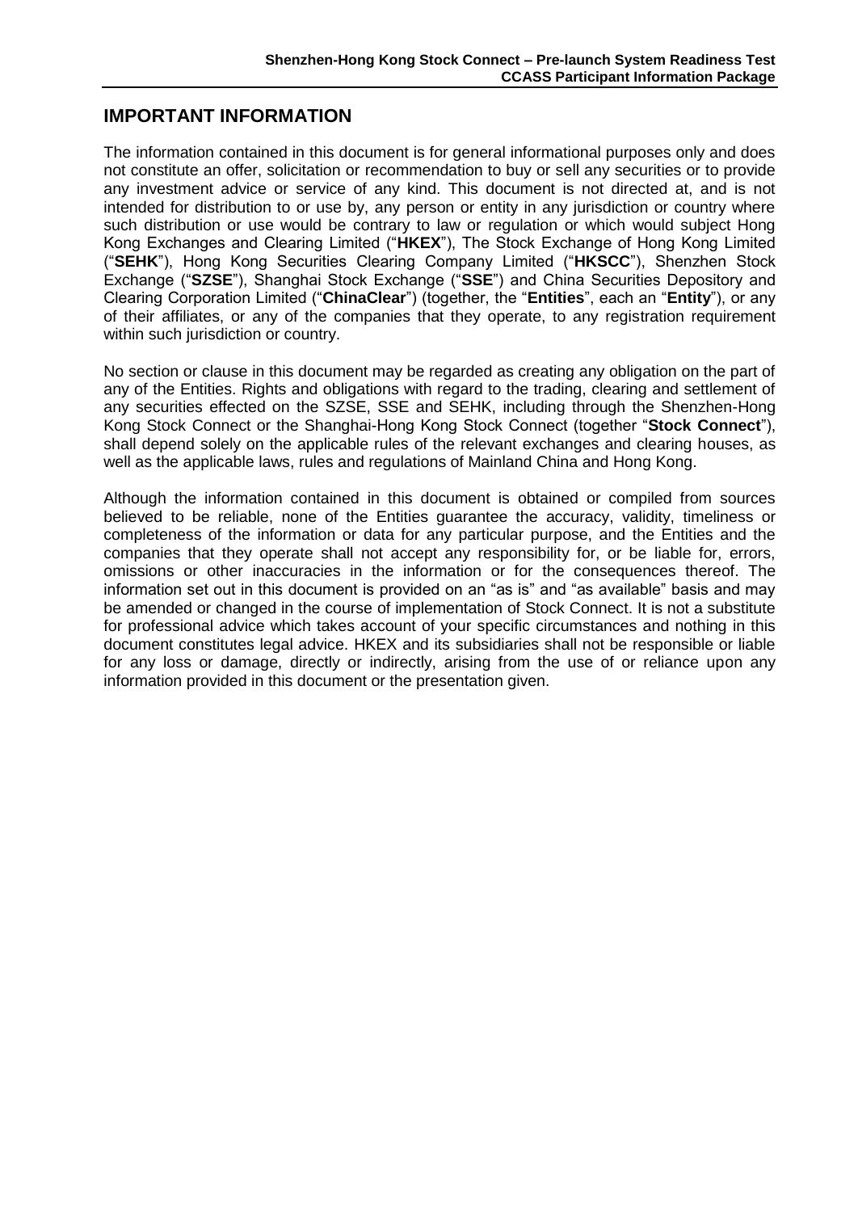## IMPORTANT INFORMATION

The information contained in this document is for general informational purposes only and does not constitute an offer, solicitation or recommendation to buy or sell any securities or to provide any investment advice or service of any kind. This document is not directed at, and is not intended for distribution to or use by, any person or entity in any jurisdiction or country where such distribution or use would be contrary to law or regulation or which would subject Hong Kong Exchanges and Clearing Limited ("**HKEX**"), The Stock Exchange of Hong Kong Limited ("**SEHK**"), Hong Kong Securities Clearing Company Limited ("**HKSCC**"), Shenzhen Stock Exchange ("**SZSE**"), Shanghai Stock Exchange ("**SSE**") and China Securities Depository and Clearing Corporation Limited ("**ChinaClear**") (together, the "**Entities**", each an "**Entity**"), or any of their affiliates, or any of the companies that they operate, to any registration requirement within such jurisdiction or country.

No section or clause in this document may be regarded as creating any obligation on the part of any of the Entities. Rights and obligations with regard to the trading, clearing and settlement of any securities effected on the SZSE, SSE and SEHK, including through the Shenzhen-Hong Kong Stock Connect or the Shanghai-Hong Kong Stock Connect (together "**Stock Connect**"), shall depend solely on the applicable rules of the relevant exchanges and clearing houses, as well as the applicable laws, rules and regulations of Mainland China and Hong Kong.

Although the information contained in this document is obtained or compiled from sources believed to be reliable, none of the Entities guarantee the accuracy, validity, timeliness or completeness of the information or data for any particular purpose, and the Entities and the companies that they operate shall not accept any responsibility for, or be liable for, errors, omissions or other inaccuracies in the information or for the consequences thereof. The information set out in this document is provided on an "as is" and "as available" basis and may be amended or changed in the course of implementation of Stock Connect. It is not a substitute for professional advice which takes account of your specific circumstances and nothing in this document constitutes legal advice. HKEX and its subsidiaries shall not be responsible or liable for any loss or damage, directly or indirectly, arising from the use of or reliance upon any information provided in this document or the presentation given.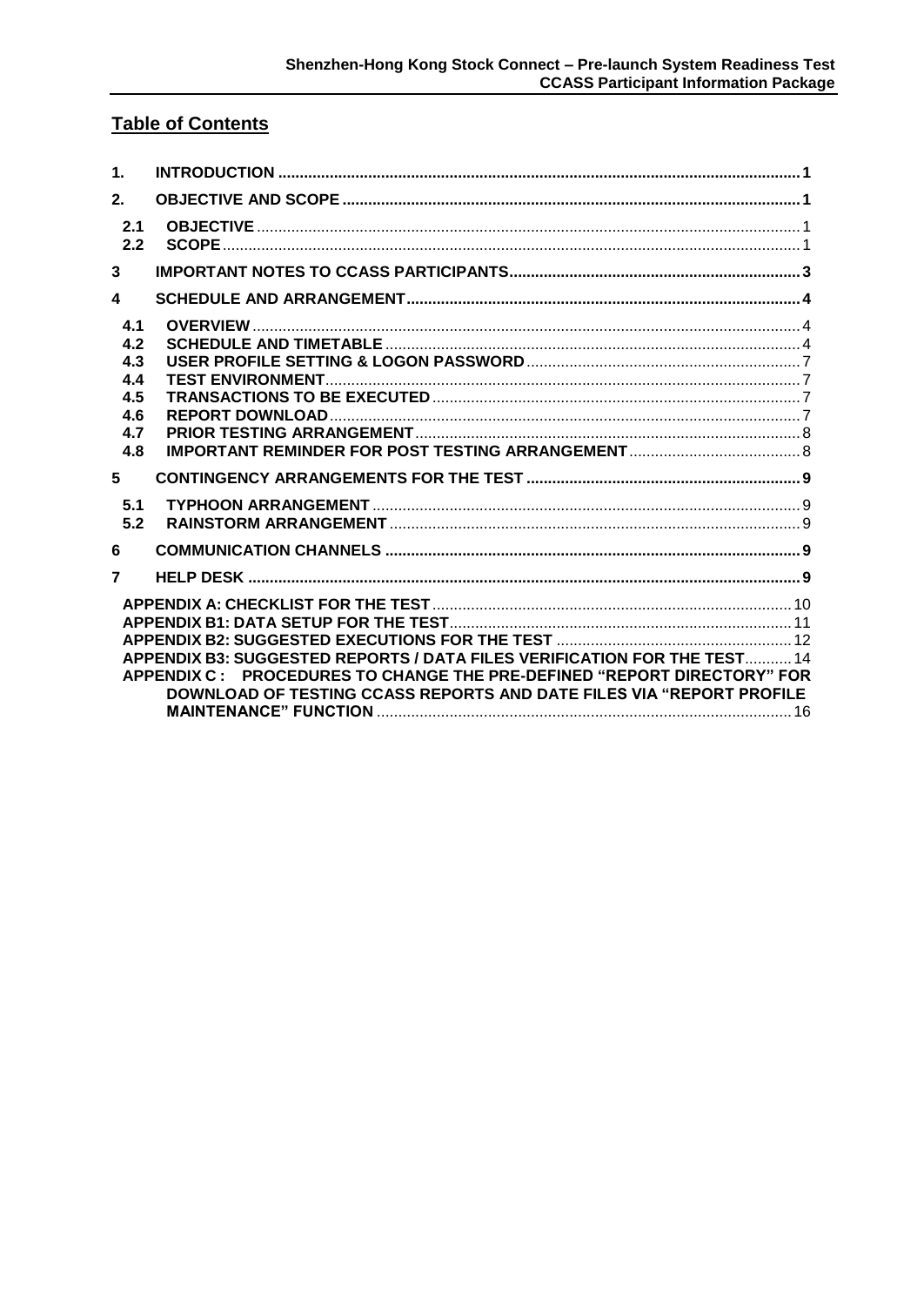## Table of Contents

| | | |
|---|---|---|
| **1.** | **INTRODUCTION** | **1** |
| **2.** | **OBJECTIVE AND SCOPE** | **1** |
| **2.1** | **OBJECTIVE** | 1 |
| **2.2** | **SCOPE** | 1 |
| **3** | **IMPORTANT NOTES TO CCASS PARTICIPANTS** | **3** |
| **4** | **SCHEDULE AND ARRANGEMENT** | **4** |
| **4.1** | **OVERVIEW** | 4 |
| **4.2** | **SCHEDULE AND TIMETABLE** | 4 |
| **4.3** | **USER PROFILE SETTING & LOGON PASSWORD** | 7 |
| **4.4** | **TEST ENVIRONMENT** | 7 |
| **4.5** | **TRANSACTIONS TO BE EXECUTED** | 7 |
| **4.6** | **REPORT DOWNLOAD** | 7 |
| **4.7** | **PRIOR TESTING ARRANGEMENT** | 8 |
| **4.8** | **IMPORTANT REMINDER FOR POST TESTING ARRANGEMENT** | 8 |
| **5** | **CONTINGENCY ARRANGEMENTS FOR THE TEST** | **9** |
| **5.1** | **TYPHOON ARRANGEMENT** | 9 |
| **5.2** | **RAINSTORM ARRANGEMENT** | 9 |
| **6** | **COMMUNICATION CHANNELS** | **9** |
| **7** | **HELP DESK** | **9** |
| | **APPENDIX A: CHECKLIST FOR THE TEST** | 10 |
| | **APPENDIX B1: DATA SETUP FOR THE TEST** | 11 |
| | **APPENDIX B2: SUGGESTED EXECUTIONS FOR THE TEST** | 12 |
| | **APPENDIX B3: SUGGESTED REPORTS / DATA FILES VERIFICATION FOR THE TEST** | 14 |
| | **APPENDIX C : PROCEDURES TO CHANGE THE PRE-DEFINED "REPORT DIRECTORY" FOR DOWNLOAD OF TESTING CCASS REPORTS AND DATE FILES VIA "REPORT PROFILE MAINTENANCE" FUNCTION** | 16 |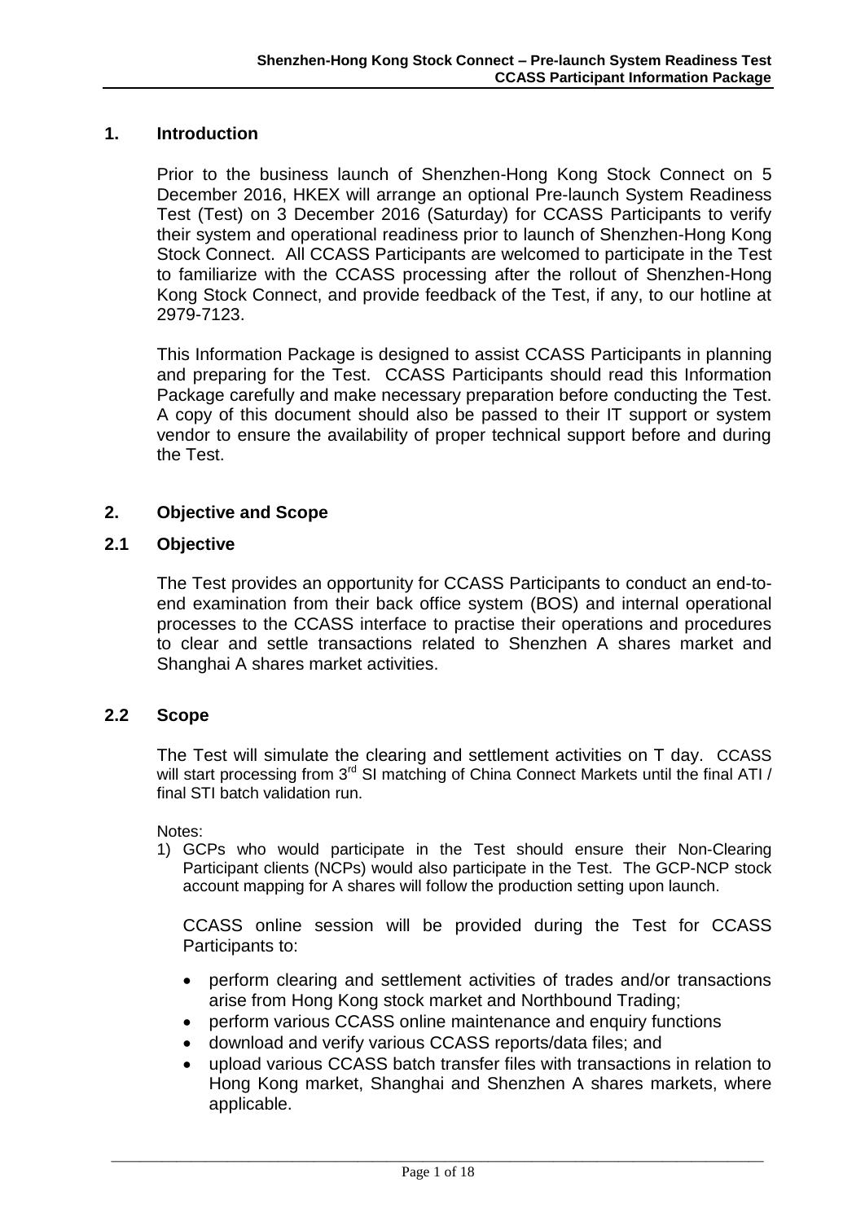## 1. Introduction

Prior to the business launch of Shenzhen-Hong Kong Stock Connect on 5 December 2016, HKEX will arrange an optional Pre-launch System Readiness Test (Test) on 3 December 2016 (Saturday) for CCASS Participants to verify their system and operational readiness prior to launch of Shenzhen-Hong Kong Stock Connect. All CCASS Participants are welcomed to participate in the Test to familiarize with the CCASS processing after the rollout of Shenzhen-Hong Kong Stock Connect, and provide feedback of the Test, if any, to our hotline at 2979-7123.

This Information Package is designed to assist CCASS Participants in planning and preparing for the Test. CCASS Participants should read this Information Package carefully and make necessary preparation before conducting the Test. A copy of this document should also be passed to their IT support or system vendor to ensure the availability of proper technical support before and during the Test.

## 2. Objective and Scope

### 2.1 Objective

The Test provides an opportunity for CCASS Participants to conduct an end-to-end examination from their back office system (BOS) and internal operational processes to the CCASS interface to practise their operations and procedures to clear and settle transactions related to Shenzhen A shares market and Shanghai A shares market activities.

### 2.2 Scope

The Test will simulate the clearing and settlement activities on T day. CCASS will start processing from 3rd SI matching of China Connect Markets until the final ATI / final STI batch validation run.

Notes:

1) GCPs who would participate in the Test should ensure their Non-Clearing Participant clients (NCPs) would also participate in the Test. The GCP-NCP stock account mapping for A shares will follow the production setting upon launch.

CCASS online session will be provided during the Test for CCASS Participants to:

- perform clearing and settlement activities of trades and/or transactions arise from Hong Kong stock market and Northbound Trading;
- perform various CCASS online maintenance and enquiry functions
- download and verify various CCASS reports/data files; and
- upload various CCASS batch transfer files with transactions in relation to Hong Kong market, Shanghai and Shenzhen A shares markets, where applicable.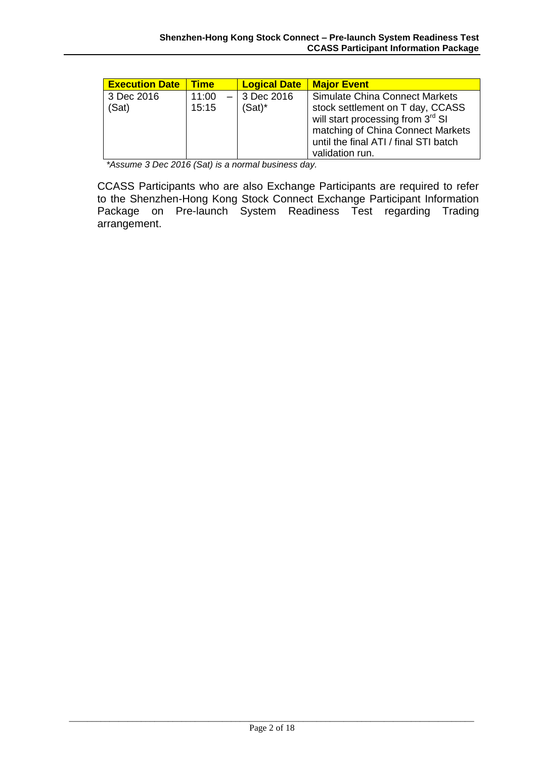| Execution Date | Time | Logical Date | Major Event |
|---|---|---|---|
| 3 Dec 2016 (Sat) | 11:00 – 15:15 | 3 Dec 2016 (Sat)* | Simulate China Connect Markets stock settlement on T day, CCASS will start processing from 3rd SI matching of China Connect Markets until the final ATI / final STI batch validation run. |

*\*Assume 3 Dec 2016 (Sat) is a normal business day.*

CCASS Participants who are also Exchange Participants are required to refer to the Shenzhen-Hong Kong Stock Connect Exchange Participant Information Package on Pre-launch System Readiness Test regarding Trading arrangement.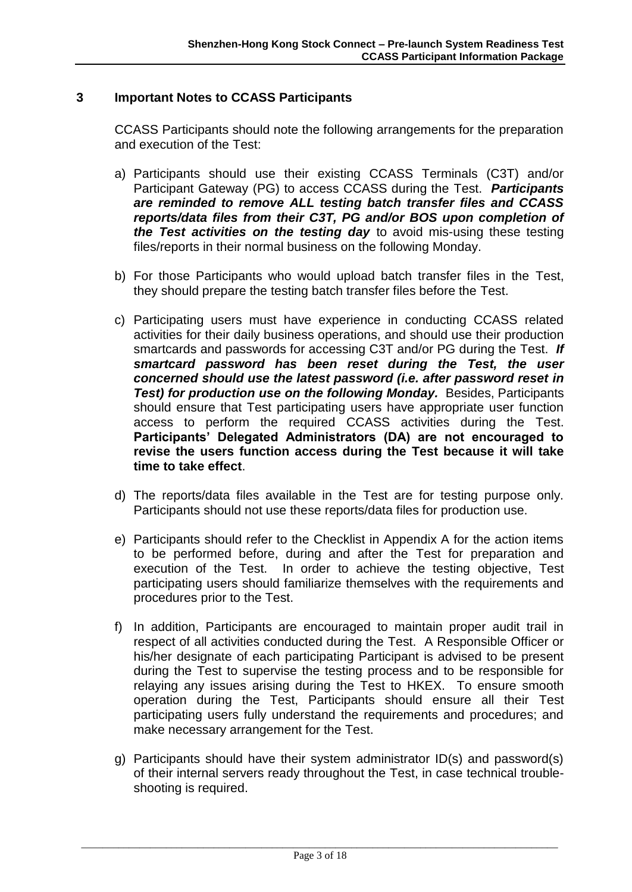## 3 Important Notes to CCASS Participants

CCASS Participants should note the following arrangements for the preparation and execution of the Test:

a) Participants should use their existing CCASS Terminals (C3T) and/or Participant Gateway (PG) to access CCASS during the Test. ***Participants are reminded to remove ALL testing batch transfer files and CCASS reports/data files from their C3T, PG and/or BOS upon completion of the Test activities on the testing day*** to avoid mis-using these testing files/reports in their normal business on the following Monday.

b) For those Participants who would upload batch transfer files in the Test, they should prepare the testing batch transfer files before the Test.

c) Participating users must have experience in conducting CCASS related activities for their daily business operations, and should use their production smartcards and passwords for accessing C3T and/or PG during the Test. ***If smartcard password has been reset during the Test, the user concerned should use the latest password (i.e. after password reset in Test) for production use on the following Monday.*** Besides, Participants should ensure that Test participating users have appropriate user function access to perform the required CCASS activities during the Test. **Participants' Delegated Administrators (DA) are not encouraged to revise the users function access during the Test because it will take time to take effect**.

d) The reports/data files available in the Test are for testing purpose only. Participants should not use these reports/data files for production use.

e) Participants should refer to the Checklist in Appendix A for the action items to be performed before, during and after the Test for preparation and execution of the Test. In order to achieve the testing objective, Test participating users should familiarize themselves with the requirements and procedures prior to the Test.

f) In addition, Participants are encouraged to maintain proper audit trail in respect of all activities conducted during the Test. A Responsible Officer or his/her designate of each participating Participant is advised to be present during the Test to supervise the testing process and to be responsible for relaying any issues arising during the Test to HKEX. To ensure smooth operation during the Test, Participants should ensure all their Test participating users fully understand the requirements and procedures; and make necessary arrangement for the Test.

g) Participants should have their system administrator ID(s) and password(s) of their internal servers ready throughout the Test, in case technical trouble-shooting is required.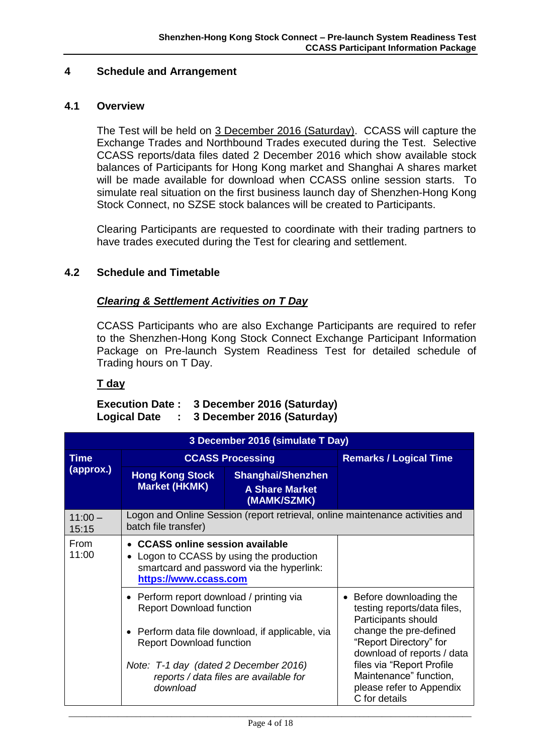## 4 Schedule and Arrangement

### 4.1 Overview

The Test will be held on 3 December 2016 (Saturday). CCASS will capture the Exchange Trades and Northbound Trades executed during the Test. Selective CCASS reports/data files dated 2 December 2016 which show available stock balances of Participants for Hong Kong market and Shanghai A shares market will be made available for download when CCASS online session starts. To simulate real situation on the first business launch day of Shenzhen-Hong Kong Stock Connect, no SZSE stock balances will be created to Participants.

Clearing Participants are requested to coordinate with their trading partners to have trades executed during the Test for clearing and settlement.

### 4.2 Schedule and Timetable

***Clearing & Settlement Activities on T Day***

CCASS Participants who are also Exchange Participants are required to refer to the Shenzhen-Hong Kong Stock Connect Exchange Participant Information Package on Pre-launch System Readiness Test for detailed schedule of Trading hours on T Day.

**T day**

**Execution Date : 3 December 2016 (Saturday)**
**Logical Date : 3 December 2016 (Saturday)**

| 3 December 2016 (simulate T Day) | | | |
|---|---|---|---|
| **Time (approx.)** | **CCASS Processing** | | **Remarks / Logical Time** |
| | **Hong Kong Stock Market (HKMK)** | **Shanghai/Shenzhen A Share Market (MAMK/SZMK)** | |
| 11:00 – 15:15 | Logon and Online Session (report retrieval, online maintenance activities and batch file transfer) | | |
| From 11:00 | • **CCASS online session available**<br>• Logon to CCASS by using the production smartcard and password via the hyperlink: **https://www.ccass.com** | | |
| | • Perform report download / printing via Report Download function<br>• Perform data file download, if applicable, via Report Download function<br>*Note: T-1 day (dated 2 December 2016) reports / data files are available for download* | | • Before downloading the testing reports/data files, Participants should change the pre-defined "Report Directory" for download of reports / data files via "Report Profile Maintenance" function, please refer to Appendix C for details |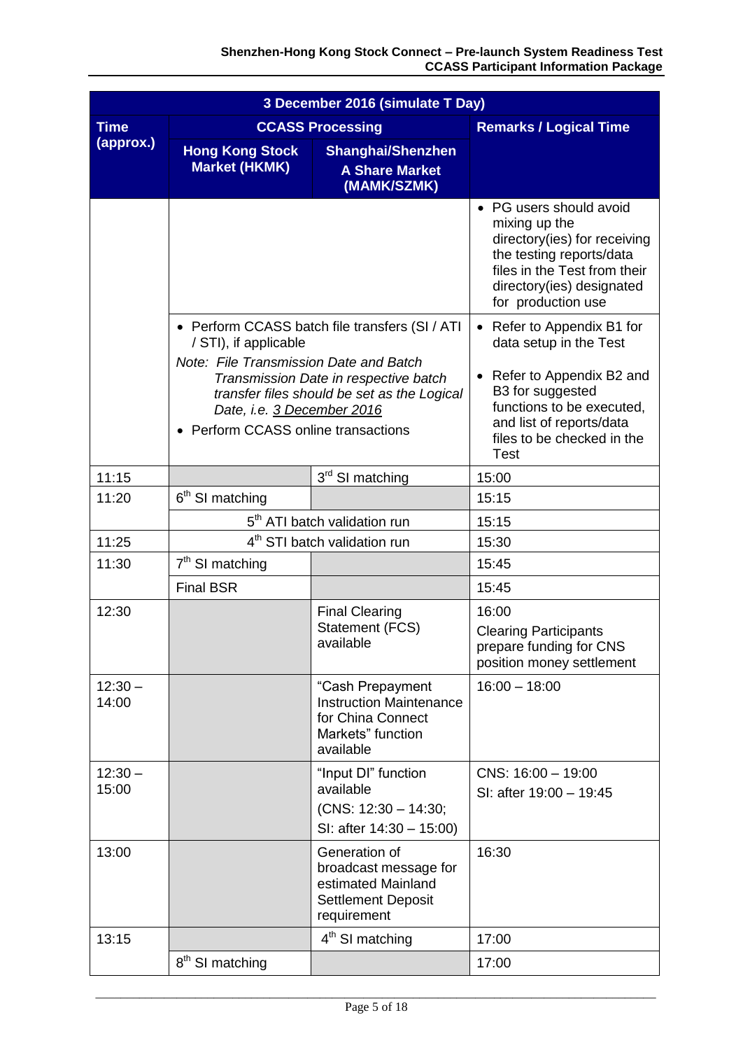| 3 December 2016 (simulate T Day) | | | |
|---|---|---|---|
| **Time (approx.)** | **CCASS Processing** | | **Remarks / Logical Time** |
| | **Hong Kong Stock Market (HKMK)** | **Shanghai/Shenzhen A Share Market (MAMK/SZMK)** | |
| | | | • PG users should avoid mixing up the directory(ies) for receiving the testing reports/data files in the Test from their directory(ies) designated for production use |
| | • Perform CCASS batch file transfers (SI / ATI / STI), if applicable<br>*Note: File Transmission Date and Batch Transmission Date in respective batch transfer files should be set as the Logical Date, i.e. 3 December 2016*<br>• Perform CCASS online transactions | | • Refer to Appendix B1 for data setup in the Test<br>• Refer to Appendix B2 and B3 for suggested functions to be executed, and list of reports/data files to be checked in the Test |
| 11:15 | | 3rd SI matching | 15:00 |
| 11:20 | 6th SI matching | | 15:15 |
| | 5th ATI batch validation run | | 15:15 |
| 11:25 | 4th STI batch validation run | | 15:30 |
| 11:30 | 7th SI matching | | 15:45 |
| | Final BSR | | 15:45 |
| 12:30 | | Final Clearing Statement (FCS) available | 16:00<br>Clearing Participants prepare funding for CNS position money settlement |
| 12:30 – 14:00 | | "Cash Prepayment Instruction Maintenance for China Connect Markets" function available | 16:00 – 18:00 |
| 12:30 – 15:00 | | "Input DI" function available<br>(CNS: 12:30 – 14:30;<br>SI: after 14:30 – 15:00) | CNS: 16:00 – 19:00<br>SI: after 19:00 – 19:45 |
| 13:00 | | Generation of broadcast message for estimated Mainland Settlement Deposit requirement | 16:30 |
| 13:15 | | 4th SI matching | 17:00 |
| | 8th SI matching | | 17:00 |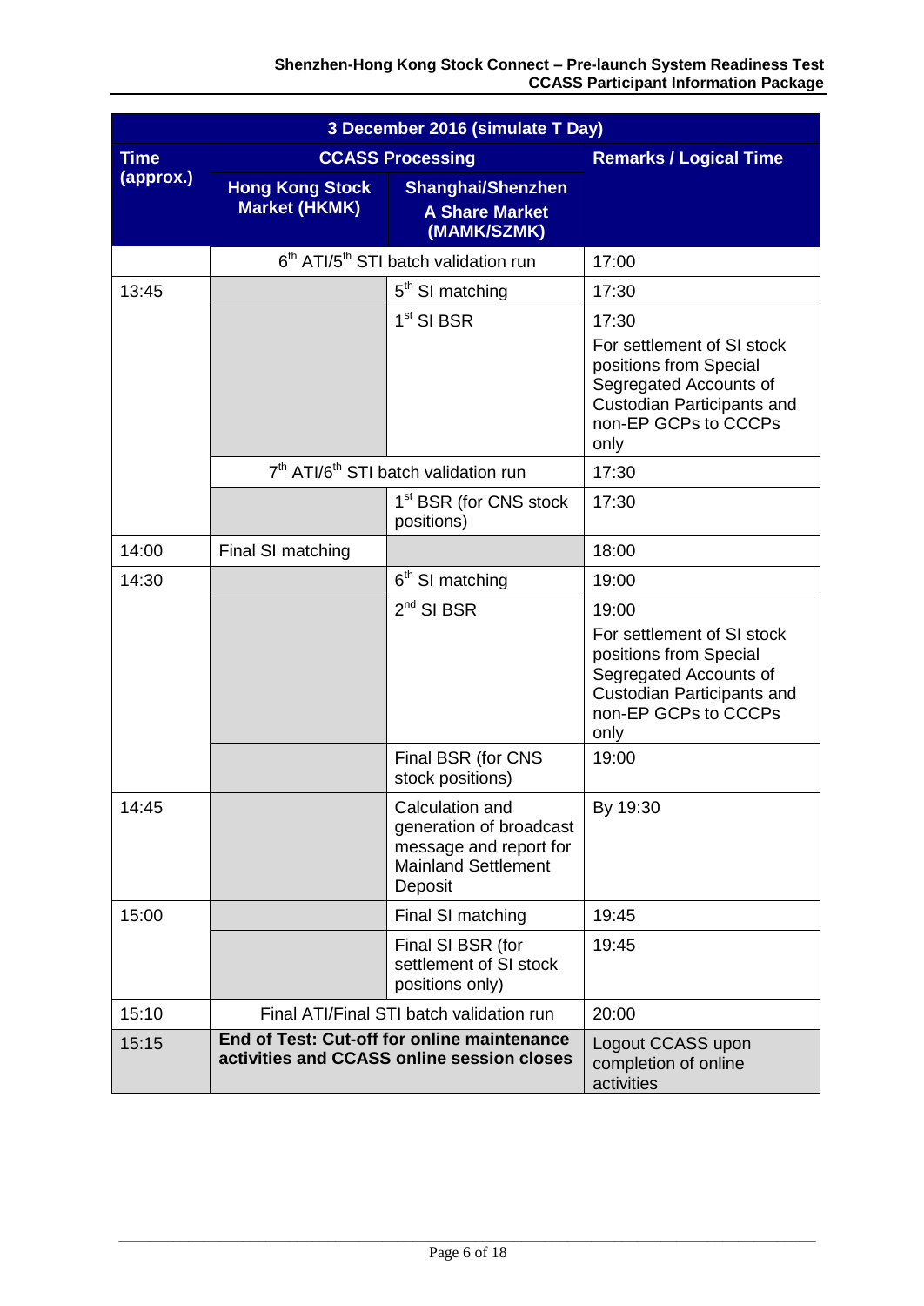| 3 December 2016 (simulate T Day) | | | |
|---|---|---|---|
| **Time (approx.)** | **CCASS Processing** | | **Remarks / Logical Time** |
| | **Hong Kong Stock Market (HKMK)** | **Shanghai/Shenzhen A Share Market (MAMK/SZMK)** | |
| | 6th ATI/5th STI batch validation run | | 17:00 |
| 13:45 | | 5th SI matching | 17:30 |
| | | 1st SI BSR | 17:30 For settlement of SI stock positions from Special Segregated Accounts of Custodian Participants and non-EP GCPs to CCCPs only |
| | 7th ATI/6th STI batch validation run | | 17:30 |
| | | 1st BSR (for CNS stock positions) | 17:30 |
| 14:00 | Final SI matching | | 18:00 |
| 14:30 | | 6th SI matching | 19:00 |
| | | 2nd SI BSR | 19:00 For settlement of SI stock positions from Special Segregated Accounts of Custodian Participants and non-EP GCPs to CCCPs only |
| | | Final BSR (for CNS stock positions) | 19:00 |
| 14:45 | | Calculation and generation of broadcast message and report for Mainland Settlement Deposit | By 19:30 |
| 15:00 | | Final SI matching | 19:45 |
| | | Final SI BSR (for settlement of SI stock positions only) | 19:45 |
| 15:10 | Final ATI/Final STI batch validation run | | 20:00 |
| 15:15 | **End of Test: Cut-off for online maintenance activities and CCASS online session closes** | | Logout CCASS upon completion of online activities |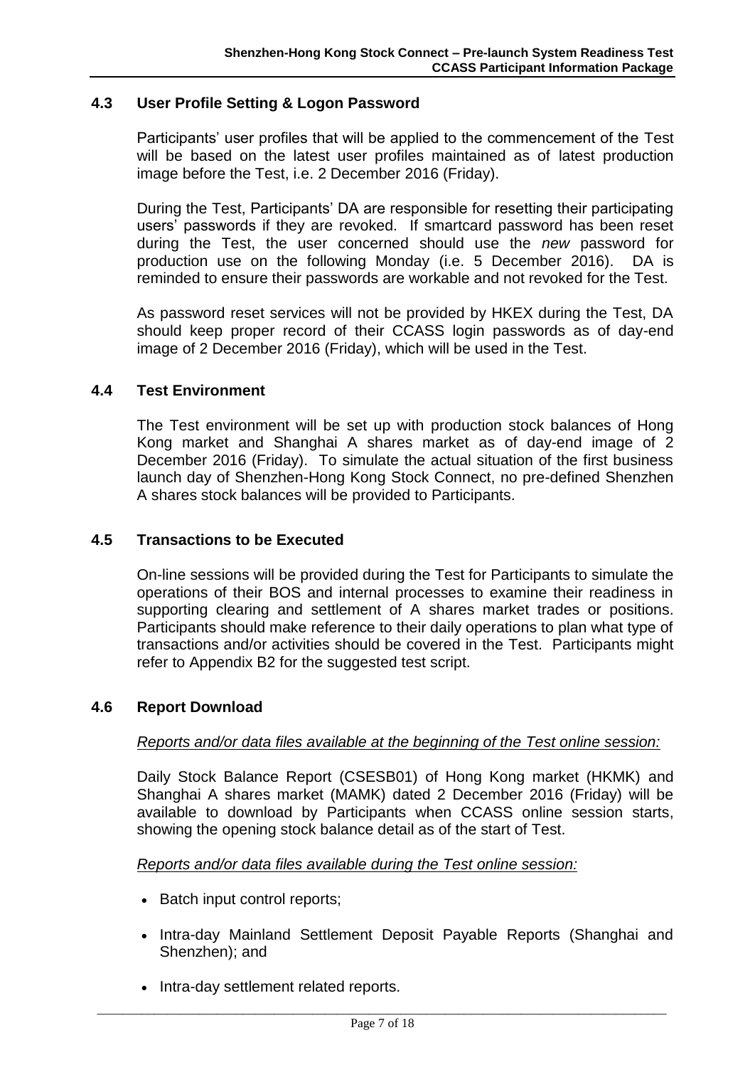### 4.3 User Profile Setting & Logon Password

Participants' user profiles that will be applied to the commencement of the Test will be based on the latest user profiles maintained as of latest production image before the Test, i.e. 2 December 2016 (Friday).

During the Test, Participants' DA are responsible for resetting their participating users' passwords if they are revoked. If smartcard password has been reset during the Test, the user concerned should use the *new* password for production use on the following Monday (i.e. 5 December 2016). DA is reminded to ensure their passwords are workable and not revoked for the Test.

As password reset services will not be provided by HKEX during the Test, DA should keep proper record of their CCASS login passwords as of day-end image of 2 December 2016 (Friday), which will be used in the Test.

### 4.4 Test Environment

The Test environment will be set up with production stock balances of Hong Kong market and Shanghai A shares market as of day-end image of 2 December 2016 (Friday). To simulate the actual situation of the first business launch day of Shenzhen-Hong Kong Stock Connect, no pre-defined Shenzhen A shares stock balances will be provided to Participants.

### 4.5 Transactions to be Executed

On-line sessions will be provided during the Test for Participants to simulate the operations of their BOS and internal processes to examine their readiness in supporting clearing and settlement of A shares market trades or positions. Participants should make reference to their daily operations to plan what type of transactions and/or activities should be covered in the Test. Participants might refer to Appendix B2 for the suggested test script.

### 4.6 Report Download

*Reports and/or data files available at the beginning of the Test online session:*

Daily Stock Balance Report (CSESB01) of Hong Kong market (HKMK) and Shanghai A shares market (MAMK) dated 2 December 2016 (Friday) will be available to download by Participants when CCASS online session starts, showing the opening stock balance detail as of the start of Test.

*Reports and/or data files available during the Test online session:*

- Batch input control reports;
- Intra-day Mainland Settlement Deposit Payable Reports (Shanghai and Shenzhen); and
- Intra-day settlement related reports.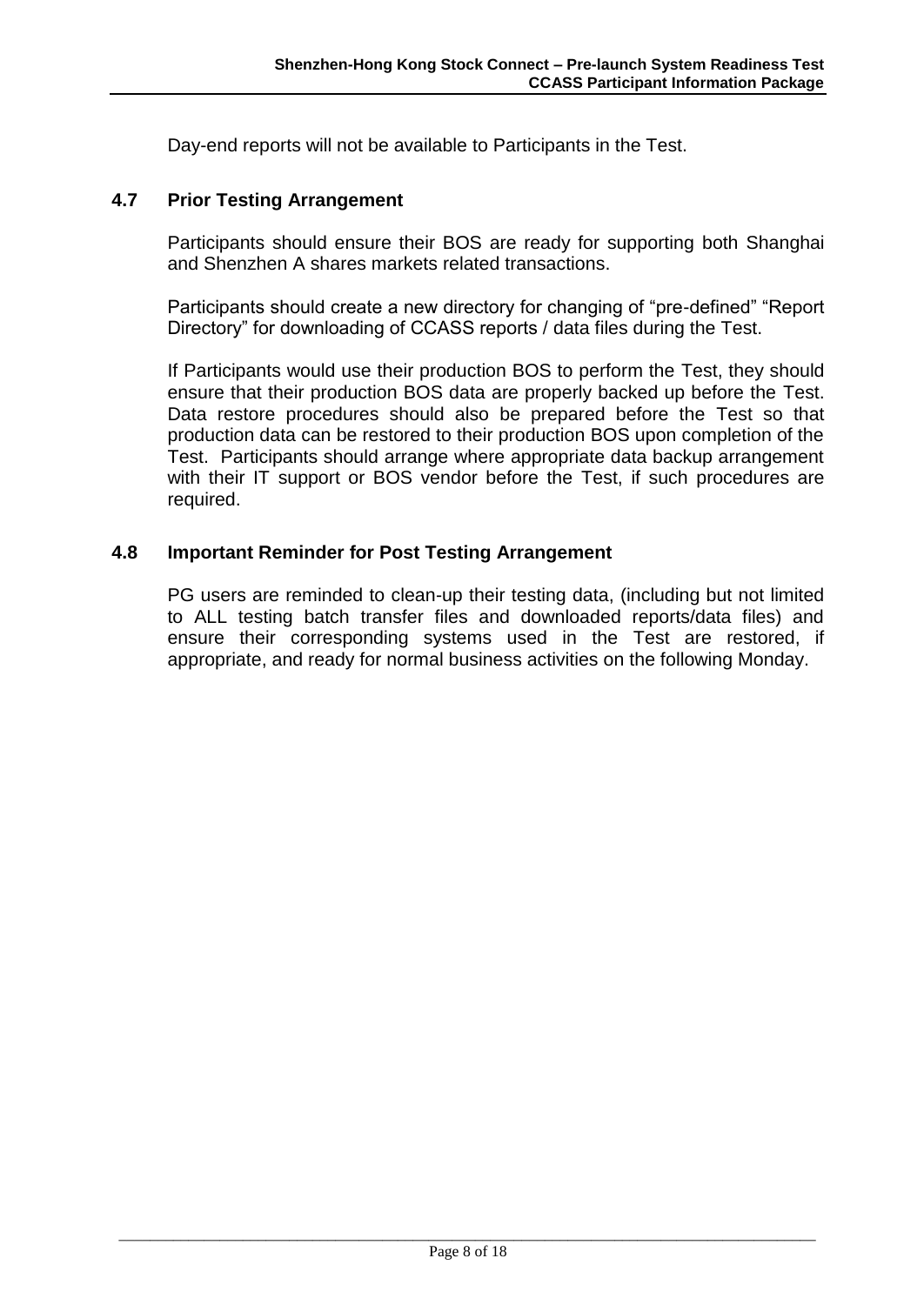Day-end reports will not be available to Participants in the Test.

### 4.7 Prior Testing Arrangement

Participants should ensure their BOS are ready for supporting both Shanghai and Shenzhen A shares markets related transactions.

Participants should create a new directory for changing of "pre-defined" "Report Directory" for downloading of CCASS reports / data files during the Test.

If Participants would use their production BOS to perform the Test, they should ensure that their production BOS data are properly backed up before the Test. Data restore procedures should also be prepared before the Test so that production data can be restored to their production BOS upon completion of the Test. Participants should arrange where appropriate data backup arrangement with their IT support or BOS vendor before the Test, if such procedures are required.

### 4.8 Important Reminder for Post Testing Arrangement

PG users are reminded to clean-up their testing data, (including but not limited to ALL testing batch transfer files and downloaded reports/data files) and ensure their corresponding systems used in the Test are restored, if appropriate, and ready for normal business activities on the following Monday.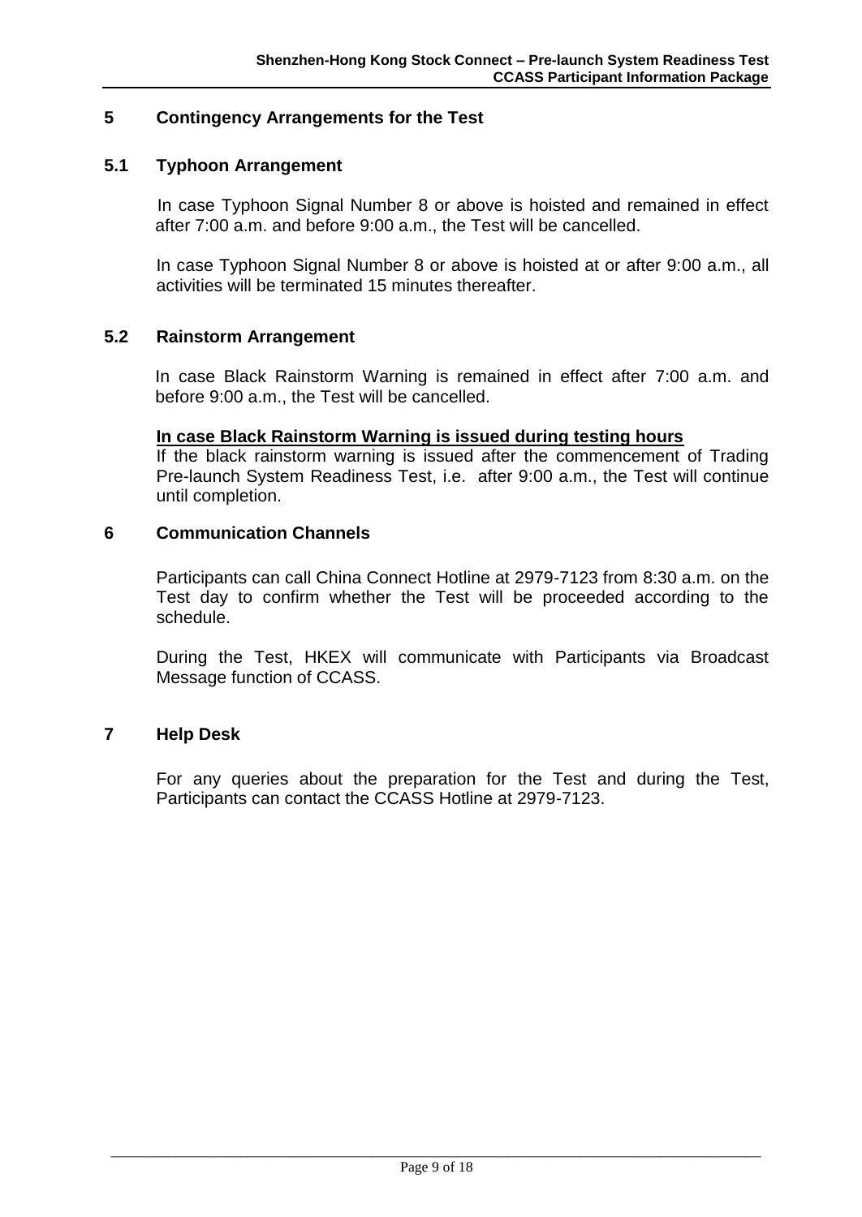## 5 Contingency Arrangements for the Test

### 5.1 Typhoon Arrangement

In case Typhoon Signal Number 8 or above is hoisted and remained in effect after 7:00 a.m. and before 9:00 a.m., the Test will be cancelled.

In case Typhoon Signal Number 8 or above is hoisted at or after 9:00 a.m., all activities will be terminated 15 minutes thereafter.

### 5.2 Rainstorm Arrangement

In case Black Rainstorm Warning is remained in effect after 7:00 a.m. and before 9:00 a.m., the Test will be cancelled.

**In case Black Rainstorm Warning is issued during testing hours**

If the black rainstorm warning is issued after the commencement of Trading Pre-launch System Readiness Test, i.e. after 9:00 a.m., the Test will continue until completion.

## 6 Communication Channels

Participants can call China Connect Hotline at 2979-7123 from 8:30 a.m. on the Test day to confirm whether the Test will be proceeded according to the schedule.

During the Test, HKEX will communicate with Participants via Broadcast Message function of CCASS.

## 7 Help Desk

For any queries about the preparation for the Test and during the Test, Participants can contact the CCASS Hotline at 2979-7123.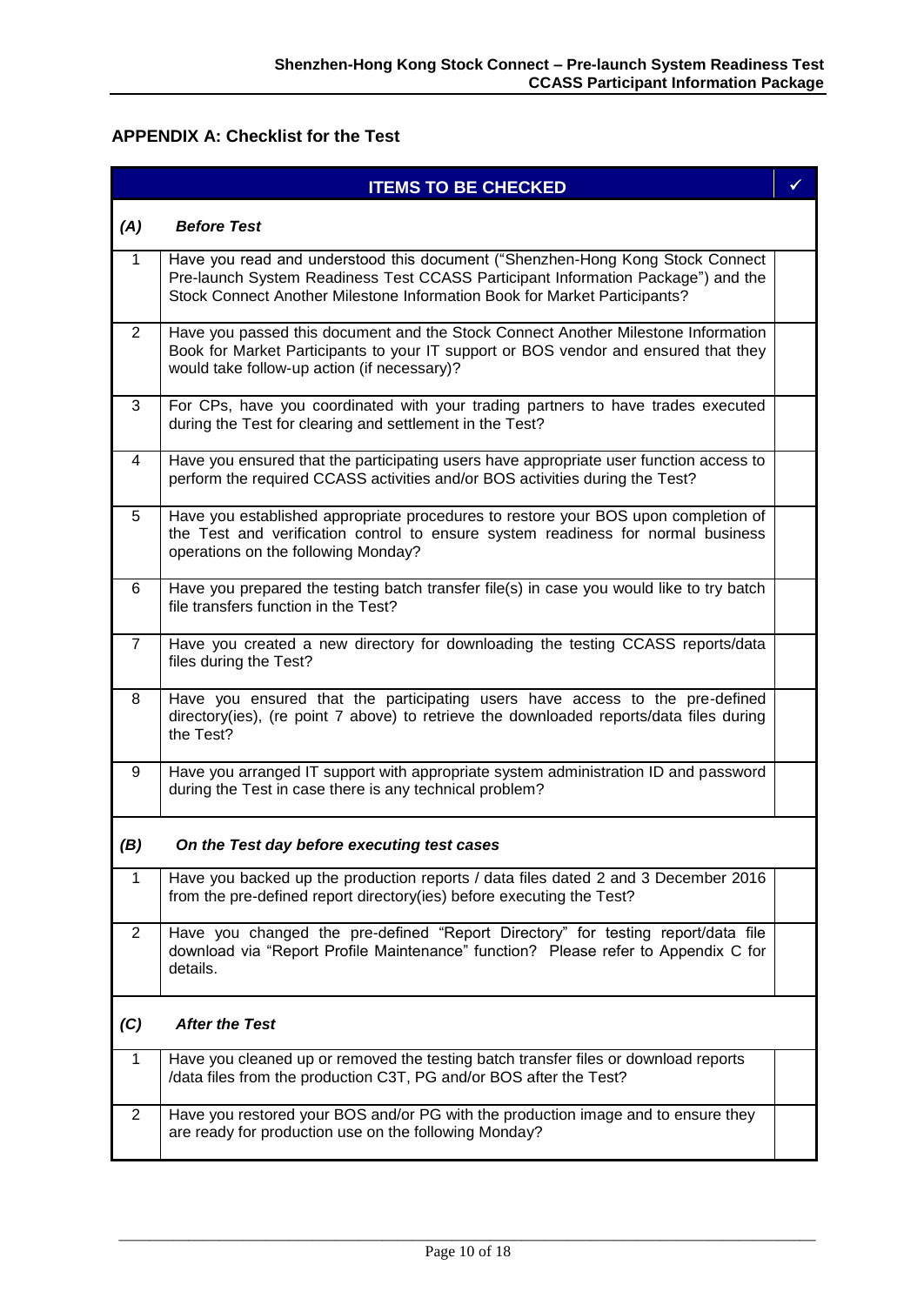## APPENDIX A: Checklist for the Test

| | ITEMS TO BE CHECKED | ✓ |
|---|---|---|
| ***(A)*** | ***Before Test*** | |
| 1 | Have you read and understood this document ("Shenzhen-Hong Kong Stock Connect Pre-launch System Readiness Test CCASS Participant Information Package") and the Stock Connect Another Milestone Information Book for Market Participants? | |
| 2 | Have you passed this document and the Stock Connect Another Milestone Information Book for Market Participants to your IT support or BOS vendor and ensured that they would take follow-up action (if necessary)? | |
| 3 | For CPs, have you coordinated with your trading partners to have trades executed during the Test for clearing and settlement in the Test? | |
| 4 | Have you ensured that the participating users have appropriate user function access to perform the required CCASS activities and/or BOS activities during the Test? | |
| 5 | Have you established appropriate procedures to restore your BOS upon completion of the Test and verification control to ensure system readiness for normal business operations on the following Monday? | |
| 6 | Have you prepared the testing batch transfer file(s) in case you would like to try batch file transfers function in the Test? | |
| 7 | Have you created a new directory for downloading the testing CCASS reports/data files during the Test? | |
| 8 | Have you ensured that the participating users have access to the pre-defined directory(ies), (re point 7 above) to retrieve the downloaded reports/data files during the Test? | |
| 9 | Have you arranged IT support with appropriate system administration ID and password during the Test in case there is any technical problem? | |
| ***(B)*** | ***On the Test day before executing test cases*** | |
| 1 | Have you backed up the production reports / data files dated 2 and 3 December 2016 from the pre-defined report directory(ies) before executing the Test? | |
| 2 | Have you changed the pre-defined "Report Directory" for testing report/data file download via "Report Profile Maintenance" function? Please refer to Appendix C for details. | |
| ***(C)*** | ***After the Test*** | |
| 1 | Have you cleaned up or removed the testing batch transfer files or download reports /data files from the production C3T, PG and/or BOS after the Test? | |
| 2 | Have you restored your BOS and/or PG with the production image and to ensure they are ready for production use on the following Monday? | |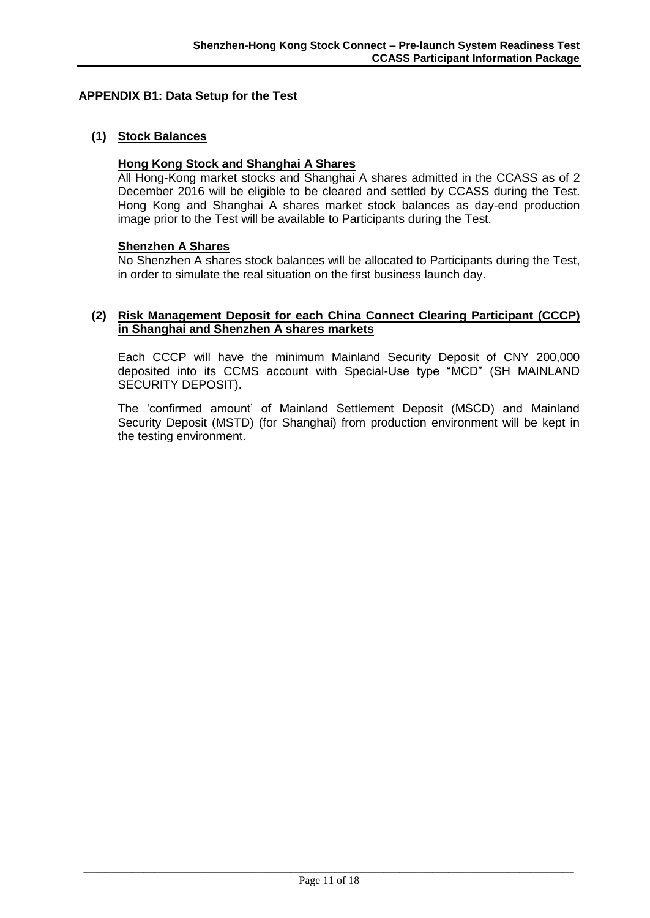## APPENDIX B1: Data Setup for the Test

### (1) Stock Balances

**Hong Kong Stock and Shanghai A Shares**

All Hong-Kong market stocks and Shanghai A shares admitted in the CCASS as of 2 December 2016 will be eligible to be cleared and settled by CCASS during the Test. Hong Kong and Shanghai A shares market stock balances as day-end production image prior to the Test will be available to Participants during the Test.

**Shenzhen A Shares**

No Shenzhen A shares stock balances will be allocated to Participants during the Test, in order to simulate the real situation on the first business launch day.

### (2) Risk Management Deposit for each China Connect Clearing Participant (CCCP) in Shanghai and Shenzhen A shares markets

Each CCCP will have the minimum Mainland Security Deposit of CNY 200,000 deposited into its CCMS account with Special-Use type "MCD" (SH MAINLAND SECURITY DEPOSIT).

The 'confirmed amount' of Mainland Settlement Deposit (MSCD) and Mainland Security Deposit (MSTD) (for Shanghai) from production environment will be kept in the testing environment.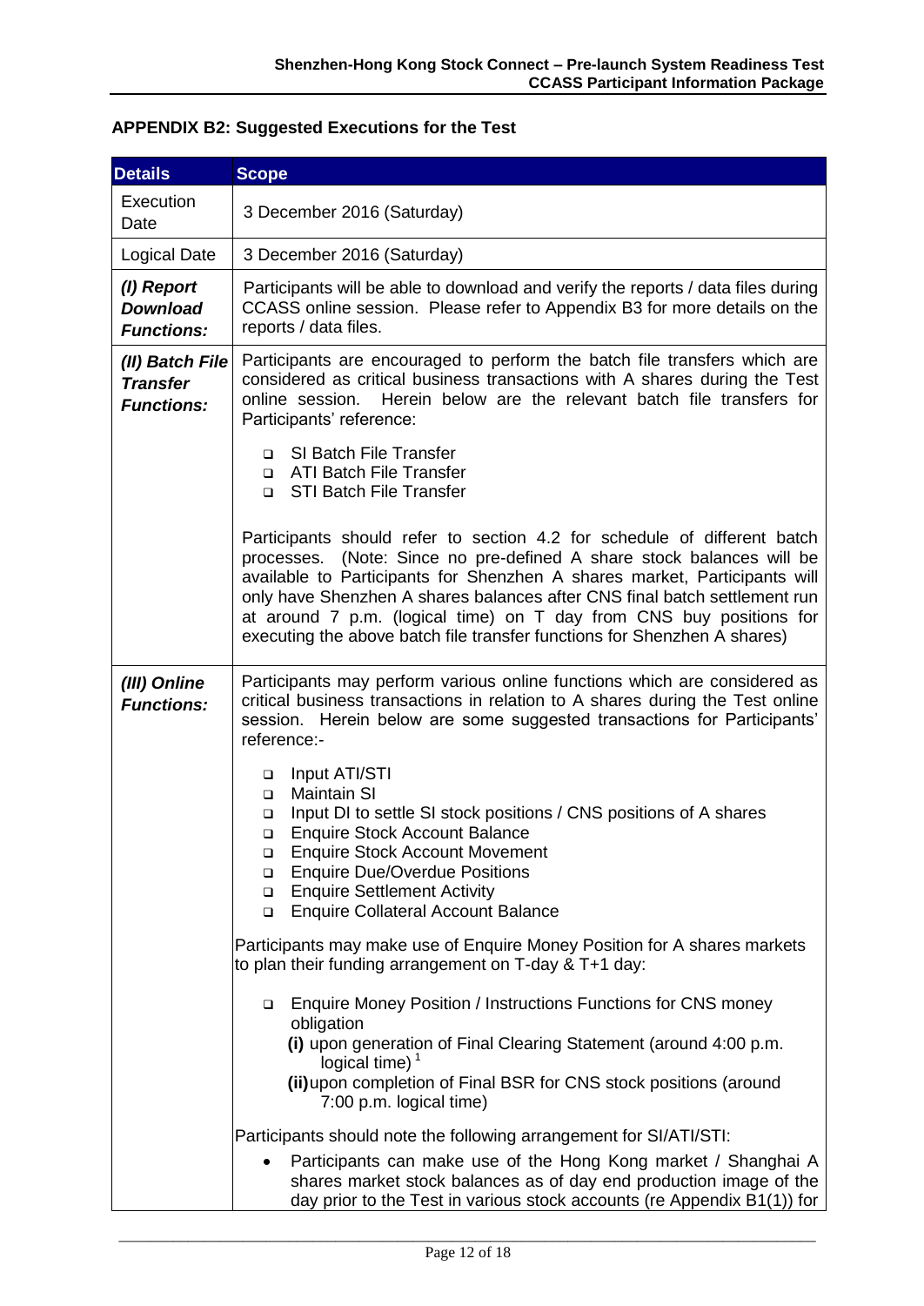## APPENDIX B2: Suggested Executions for the Test

| Details | Scope |
|---|---|
| Execution Date | 3 December 2016 (Saturday) |
| Logical Date | 3 December 2016 (Saturday) |
| ***(I) Report Download Functions:*** | Participants will be able to download and verify the reports / data files during CCASS online session. Please refer to Appendix B3 for more details on the reports / data files. |
| ***(II) Batch File Transfer Functions:*** | Participants are encouraged to perform the batch file transfers which are considered as critical business transactions with A shares during the Test online session. Herein below are the relevant batch file transfers for Participants' reference:<br><br>❑ SI Batch File Transfer<br>❑ ATI Batch File Transfer<br>❑ STI Batch File Transfer<br><br>Participants should refer to section 4.2 for schedule of different batch processes. (Note: Since no pre-defined A share stock balances will be available to Participants for Shenzhen A shares market, Participants will only have Shenzhen A shares balances after CNS final batch settlement run at around 7 p.m. (logical time) on T day from CNS buy positions for executing the above batch file transfer functions for Shenzhen A shares) |
| ***(III) Online Functions:*** | Participants may perform various online functions which are considered as critical business transactions in relation to A shares during the Test online session. Herein below are some suggested transactions for Participants' reference:-<br><br>❑ Input ATI/STI<br>❑ Maintain SI<br>❑ Input DI to settle SI stock positions / CNS positions of A shares<br>❑ Enquire Stock Account Balance<br>❑ Enquire Stock Account Movement<br>❑ Enquire Due/Overdue Positions<br>❑ Enquire Settlement Activity<br>❑ Enquire Collateral Account Balance<br><br>Participants may make use of Enquire Money Position for A shares markets to plan their funding arrangement on T-day & T+1 day:<br><br>❑ Enquire Money Position / Instructions Functions for CNS money obligation<br>**(i)** upon generation of Final Clearing Statement (around 4:00 p.m. logical time) [1]<br>**(ii)** upon completion of Final BSR for CNS stock positions (around 7:00 p.m. logical time)<br><br>Participants should note the following arrangement for SI/ATI/STI:<br><br>• Participants can make use of the Hong Kong market / Shanghai A shares market stock balances as of day end production image of the day prior to the Test in various stock accounts (re Appendix B1(1)) for |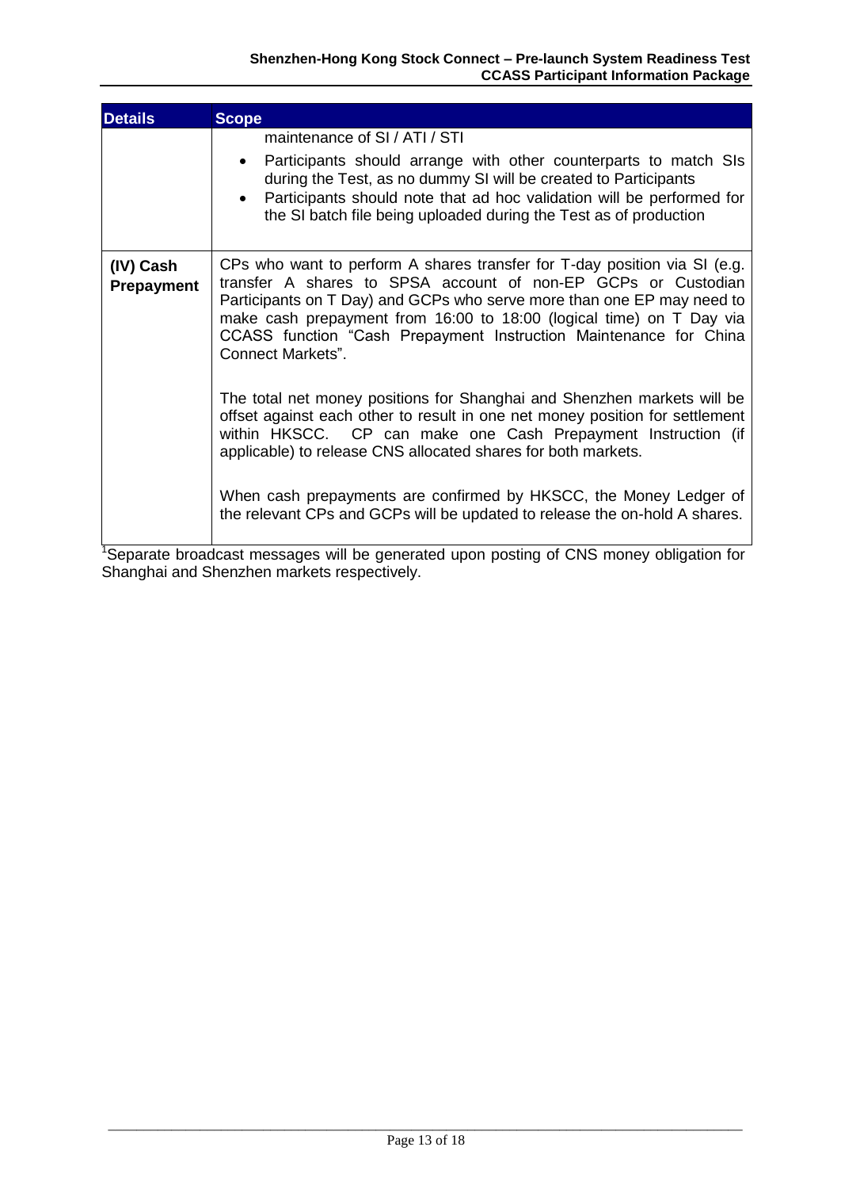| Details | Scope |
| --- | --- |
| | maintenance of SI / ATI / STI<br>• Participants should arrange with other counterparts to match SIs during the Test, as no dummy SI will be created to Participants<br>• Participants should note that ad hoc validation will be performed for the SI batch file being uploaded during the Test as of production |
| **(IV) Cash Prepayment** | CPs who want to perform A shares transfer for T-day position via SI (e.g. transfer A shares to SPSA account of non-EP GCPs or Custodian Participants on T Day) and GCPs who serve more than one EP may need to make cash prepayment from 16:00 to 18:00 (logical time) on T Day via CCASS function "Cash Prepayment Instruction Maintenance for China Connect Markets".<br><br>The total net money positions for Shanghai and Shenzhen markets will be offset against each other to result in one net money position for settlement within HKSCC. CP can make one Cash Prepayment Instruction (if applicable) to release CNS allocated shares for both markets.<br><br>When cash prepayments are confirmed by HKSCC, the Money Ledger of the relevant CPs and GCPs will be updated to release the on-hold A shares. |

[1]Separate broadcast messages will be generated upon posting of CNS money obligation for Shanghai and Shenzhen markets respectively.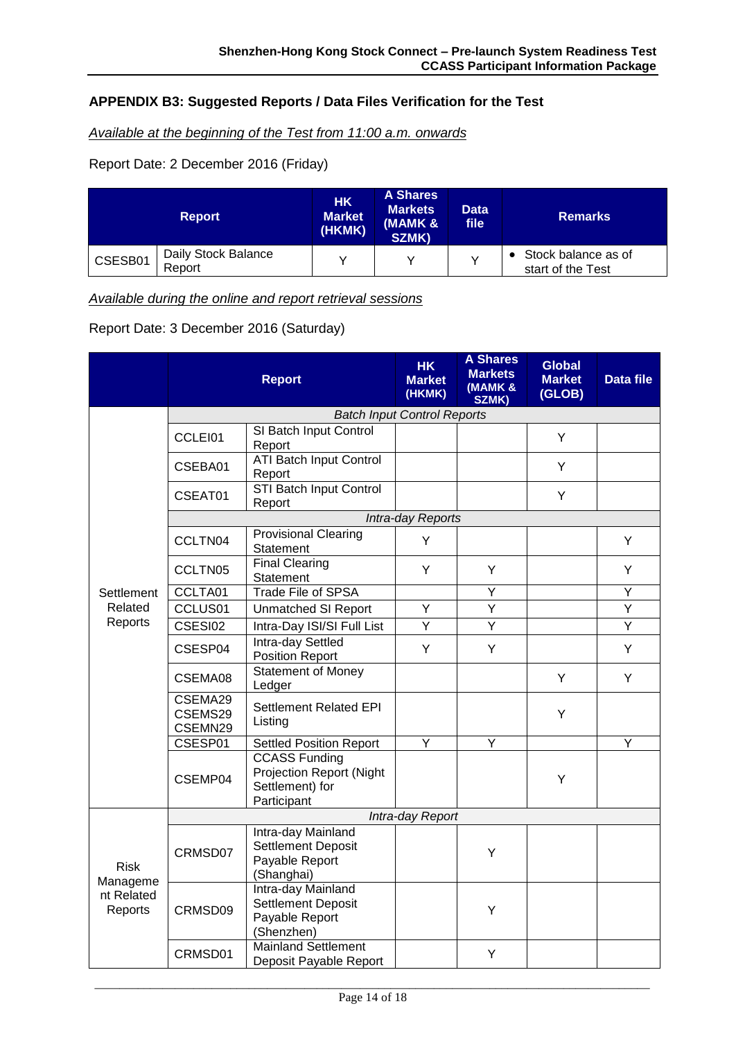## APPENDIX B3: Suggested Reports / Data Files Verification for the Test

*Available at the beginning of the Test from 11:00 a.m. onwards*

Report Date: 2 December 2016 (Friday)

| Report | | HK Market (HKMK) | A Shares Markets (MAMK & SZMK) | Data file | Remarks |
|---|---|---|---|---|---|
| CSESB01 | Daily Stock Balance Report | Y | Y | Y | • Stock balance as of start of the Test |

*Available during the online and report retrieval sessions*

Report Date: 3 December 2016 (Saturday)

| | Report | | HK Market (HKMK) | A Shares Markets (MAMK & SZMK) | Global Market (GLOB) | Data file |
|---|---|---|---|---|---|---|
| Settlement Related Reports | *Batch Input Control Reports* | | | | | |
| | CCLEI01 | SI Batch Input Control Report | | | Y | |
| | CSEBA01 | ATI Batch Input Control Report | | | Y | |
| | CSEAT01 | STI Batch Input Control Report | | | Y | |
| | *Intra-day Reports* | | | | | |
| | CCLTN04 | Provisional Clearing Statement | Y | | | Y |
| | CCLTN05 | Final Clearing Statement | Y | Y | | Y |
| | CCLTA01 | Trade File of SPSA | | Y | | Y |
| | CCLUS01 | Unmatched SI Report | Y | Y | | Y |
| | CSESI02 | Intra-Day ISI/SI Full List | Y | Y | | Y |
| | CSESP04 | Intra-day Settled Position Report | Y | Y | | Y |
| | CSEMA08 | Statement of Money Ledger | | | Y | Y |
| | CSEMA29 CSEMS29 CSEMN29 | Settlement Related EPI Listing | | | Y | |
| | CSESP01 | Settled Position Report | Y | Y | | Y |
| | CSEMP04 | CCASS Funding Projection Report (Night Settlement) for Participant | | | Y | |
| Risk Management Related Reports | *Intra-day Report* | | | | | |
| | CRMSD07 | Intra-day Mainland Settlement Deposit Payable Report (Shanghai) | | Y | | |
| | CRMSD09 | Intra-day Mainland Settlement Deposit Payable Report (Shenzhen) | | Y | | |
| | CRMSD01 | Mainland Settlement Deposit Payable Report | | Y | | |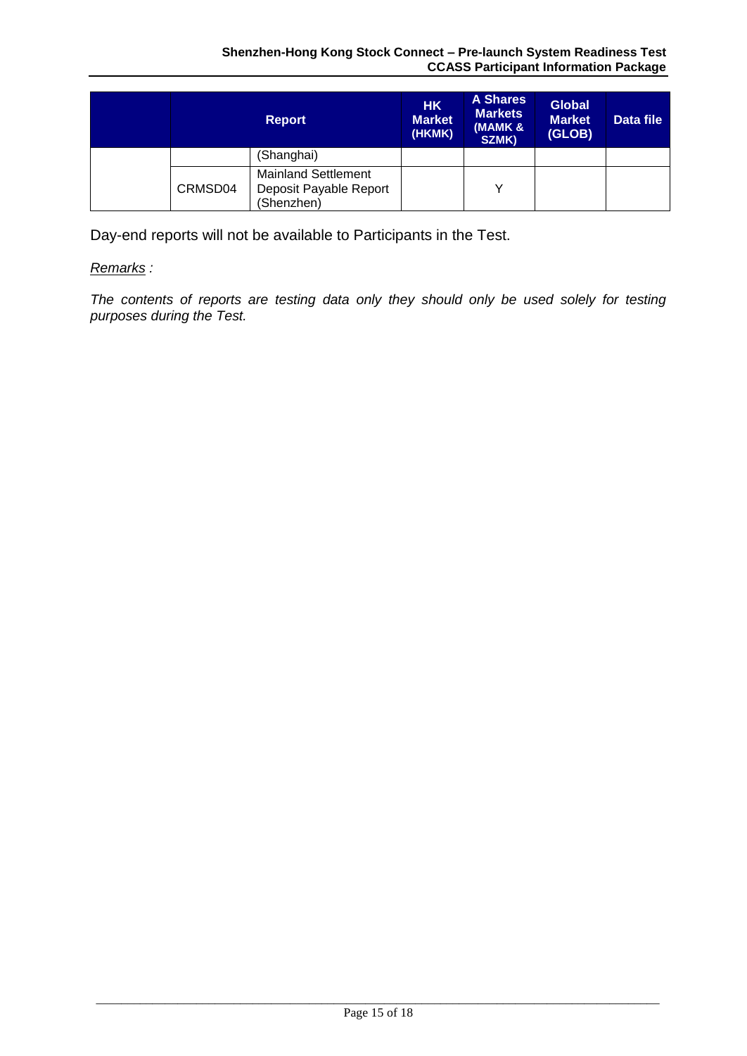| | Report | | HK Market (HKMK) | A Shares Markets (MAMK & SZMK) | Global Market (GLOB) | Data file |
|---|---|---|---|---|---|---|
| | | (Shanghai) | | | | |
| | CRMSD04 | Mainland Settlement Deposit Payable Report (Shenzhen) | | Y | | |

Day-end reports will not be available to Participants in the Test.

*Remarks :*

*The contents of reports are testing data only they should only be used solely for testing purposes during the Test.*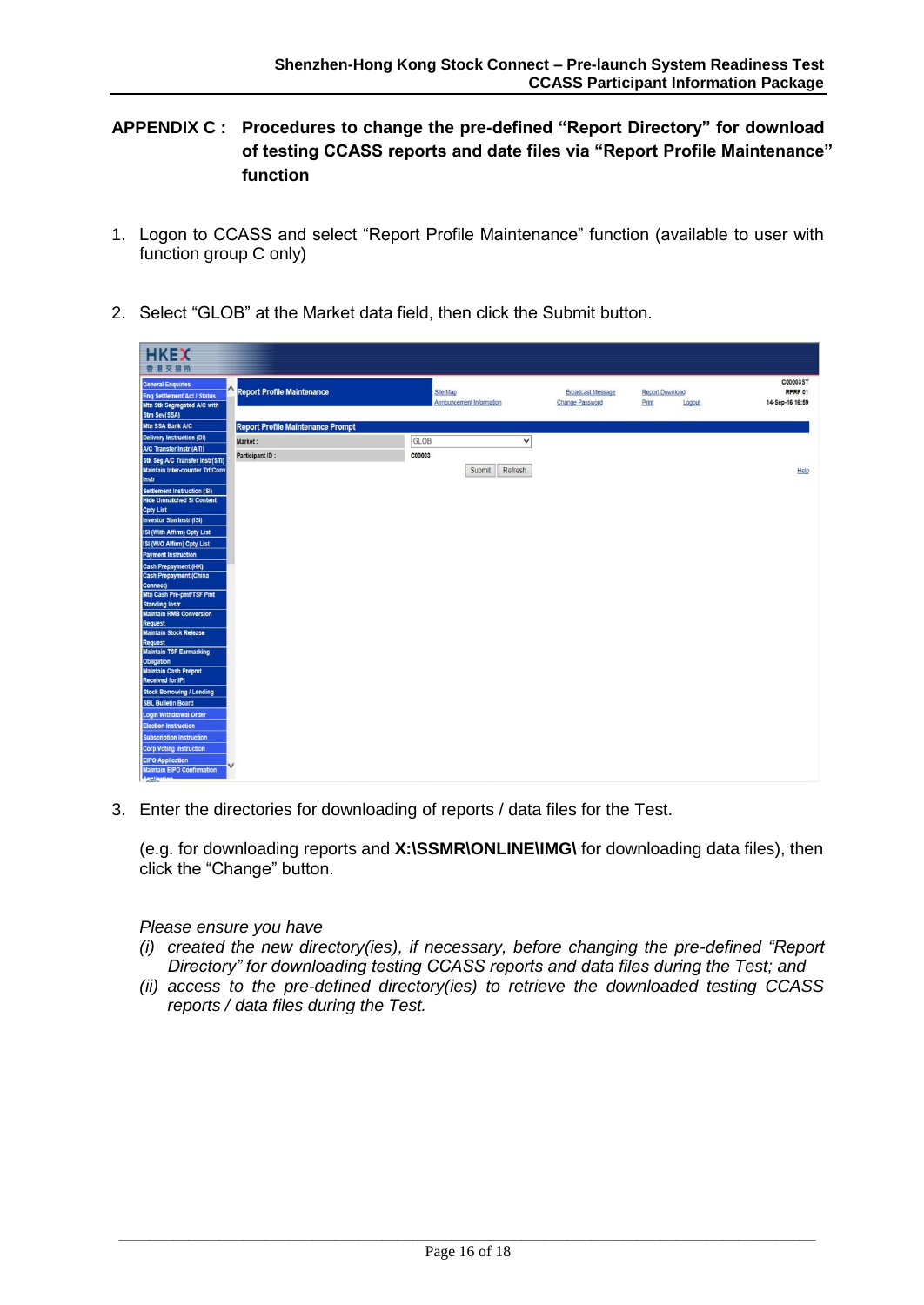## APPENDIX C : Procedures to change the pre-defined "Report Directory" for download of testing CCASS reports and date files via "Report Profile Maintenance" function

1. Logon to CCASS and select "Report Profile Maintenance" function (available to user with function group C only)

2. Select "GLOB" at the Market data field, then click the Submit button.

3. Enter the directories for downloading of reports / data files for the Test.

   (e.g. for downloading reports and **X:\SSMR\ONLINE\IMG\** for downloading data files), then click the "Change" button.

   *Please ensure you have*

   *(i) created the new directory(ies), if necessary, before changing the pre-defined "Report Directory" for downloading testing CCASS reports and data files during the Test; and*

   *(ii) access to the pre-defined directory(ies) to retrieve the downloaded testing CCASS reports / data files during the Test.*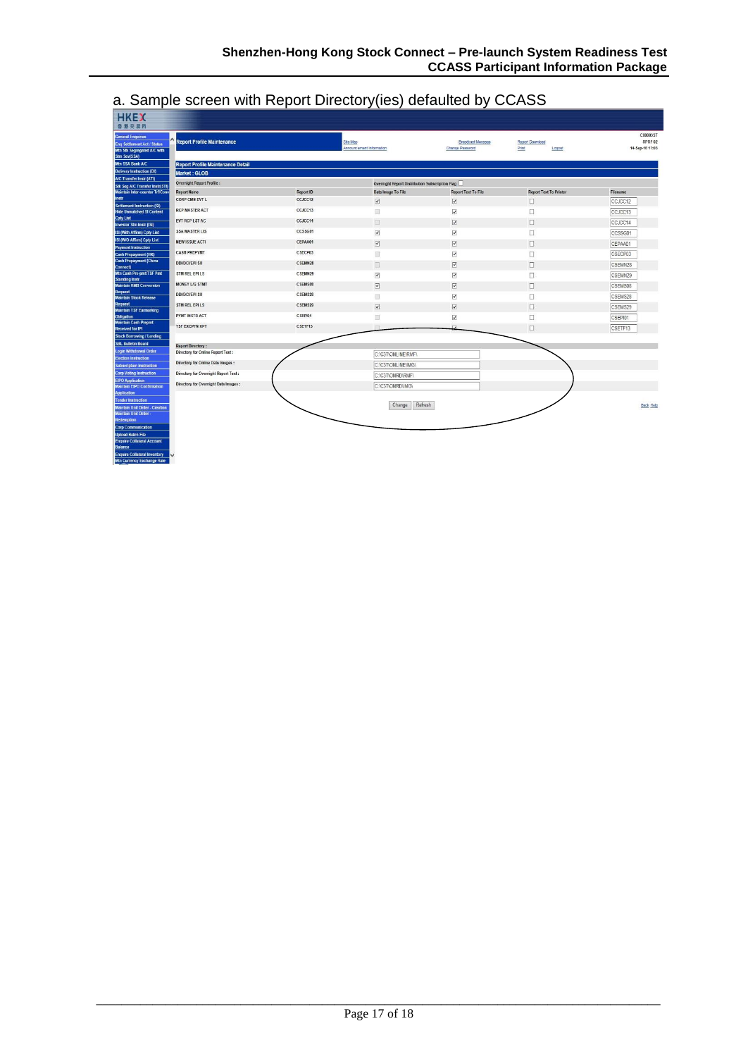a. Sample screen with Report Directory(ies) defaulted by CCASS

Report Profile Maintenance

Report Profile Maintenance Detail

Market : GLOB

Overnight Report Profile : Overnight Report Distribution Subscription Flag

| Report Name | Report ID | Data Image To File | Report Text To File | Report Text To Printer | Filename |
|---|---|---|---|---|---|
| CORP CMN EVT L | CCJCC12 | ☑ | ☑ | ☐ | CCJCC12 |
| RCP MASTER ACT | CCJCC13 | ☐ | ☑ | ☐ | CCJCC13 |
| EVT RCP LST AC | CCJCC14 | ☐ | ☑ | ☐ | CCJCC14 |
| SSA MASTER LIS | CCSSG01 | ☑ | ☑ | ☐ | CCSSG01 |
| NEW ISSUE ACTI | CEPAA01 | ☑ | ☑ | ☐ | CEPAA01 |
| CASH PREPYMT | CSECP03 | ☐ | ☑ | ☐ | CSECP03 |
| DD/DC/EPI SU | CSEMN28 | ☐ | ☑ | ☐ | CSEMN28 |
| STM REL EPI LS | CSEMN29 | ☑ | ☑ | ☐ | CSEMN29 |
| MONEY L/G STMT | CSEMS08 | ☑ | ☑ | ☐ | CSEMS08 |
| DD/DC/EPI SU | CSEMS28 | ☐ | ☑ | ☐ | CSEMS28 |
| STM REL EPI LS | CSEMS29 | ☑ | ☑ | ☐ | CSEMS29 |
| PYMT INSTR ACT | CSEPI01 | ☐ | ☑ | ☐ | CSEPI01 |
| TSF EXCPTN RPT | CSETF13 | ☐ | ☑ | ☐ | CSETF13 |

Report Directory :

| | |
|---|---|
| Directory for Online Report Text : | C:\C3T\ONLINE\RMF\ |
| Directory for Online Data Images : | C:\C3T\ONLINE\IMG\ |
| Directory for Overnight Report Text : | C:\C3T\ONRD\RMF\ |
| Directory for Overnight Data Images : | C:\C3T\ONRD\IMG\ |

Change Refresh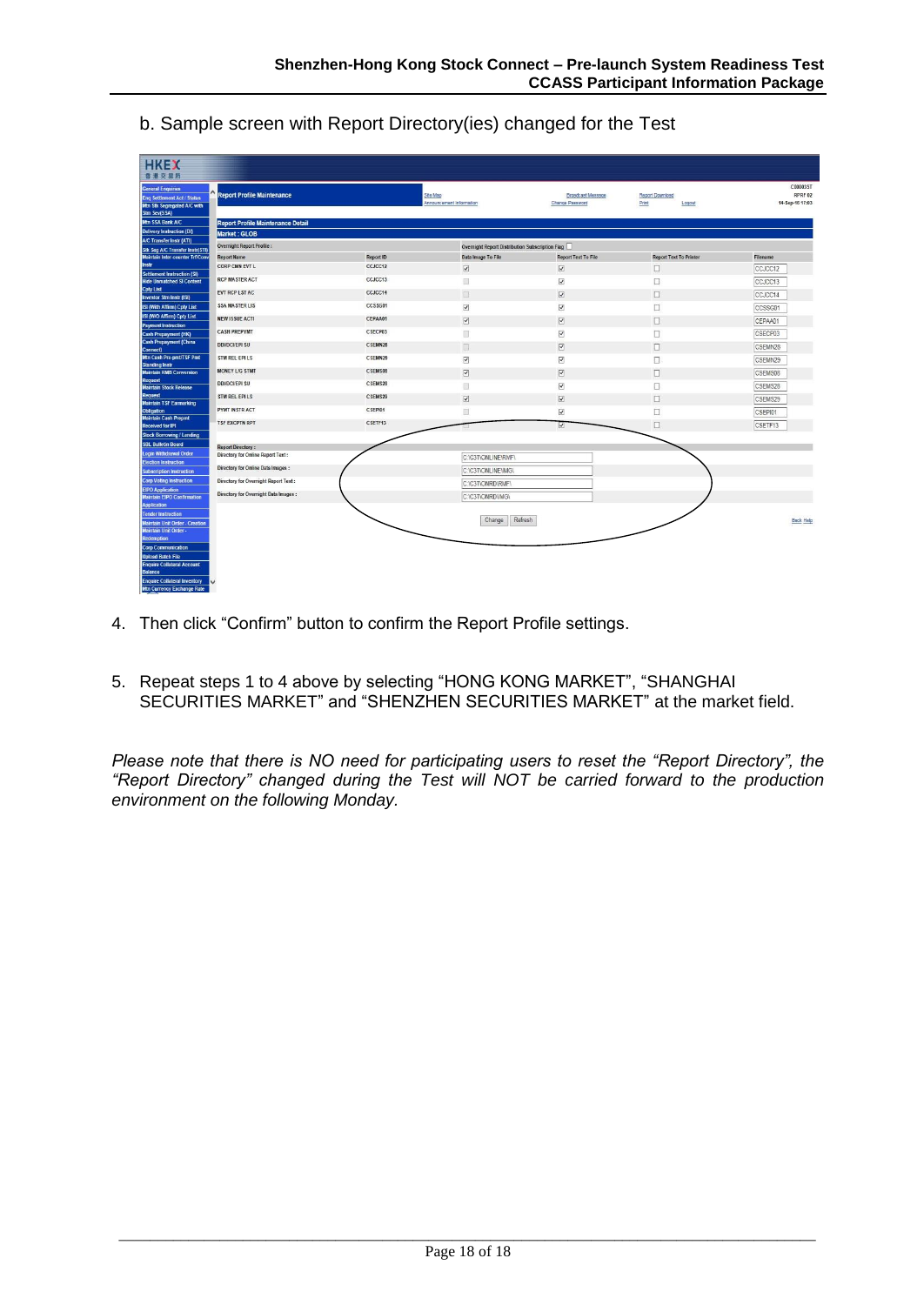b. Sample screen with Report Directory(ies) changed for the Test

4. Then click “Confirm” button to confirm the Report Profile settings.

5. Repeat steps 1 to 4 above by selecting “HONG KONG MARKET”, “SHANGHAI SECURITIES MARKET” and “SHENZHEN SECURITIES MARKET” at the market field.

*Please note that there is NO need for participating users to reset the “Report Directory”, the “Report Directory” changed during the Test will NOT be carried forward to the production environment on the following Monday.*